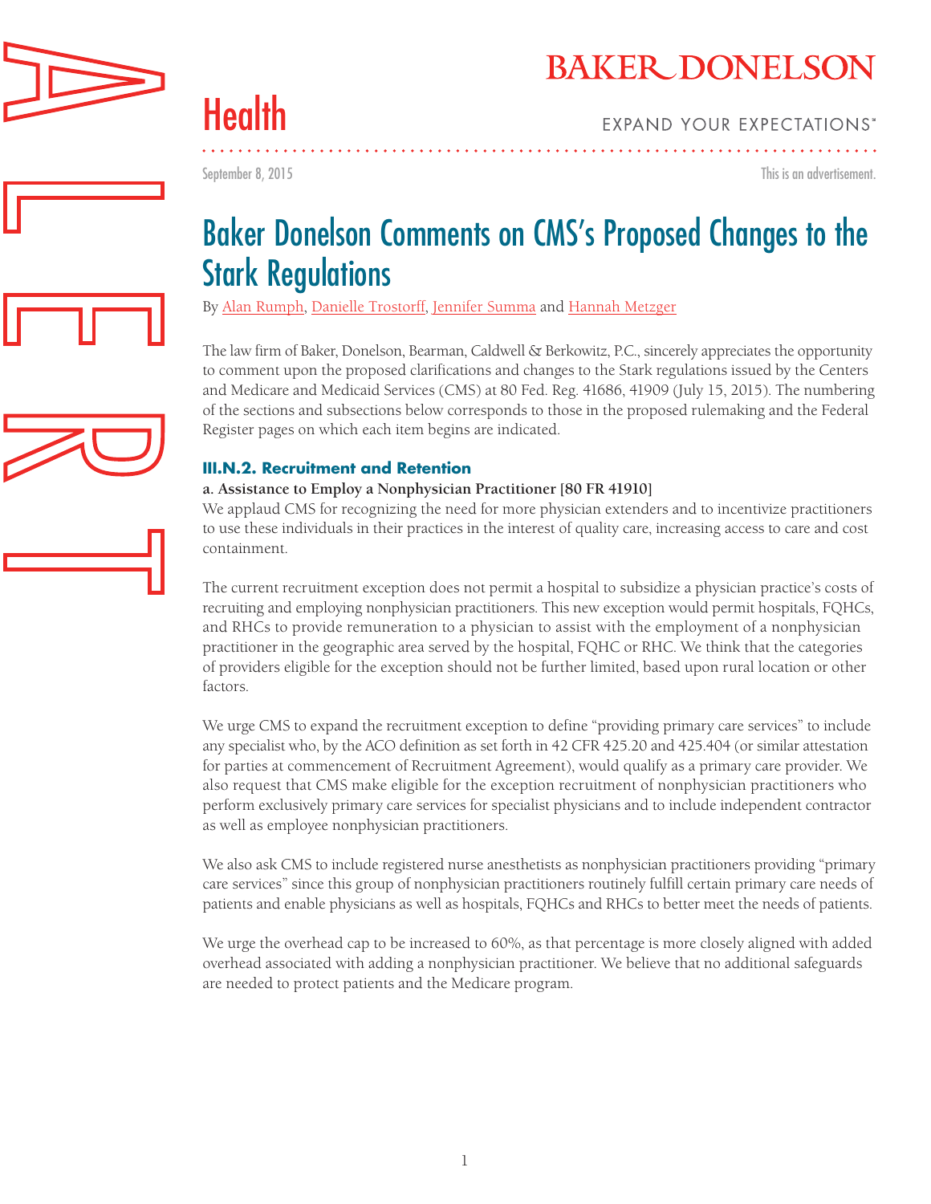Health

September 8, 2015

This is an advertisement.

# Baker Donelson Comments on CMS's Proposed Changes to the Stark Regulations

By Alan Rumph, Danielle Trostorff, Jennifer Summa and Hannah Metzger

The law firm of Baker, Donelson, Bearman, Caldwell & Berkowitz, P.C., sincerely appreciates the opportunity to comment upon the proposed clarifications and changes to the Stark regulations issued by the Centers and Medicare and Medicaid Services (CMS) at 80 Fed. Reg. 41686, 41909 (July 15, 2015). The numbering of the sections and subsections below corresponds to those in the proposed rulemaking and the Federal Register pages on which each item begins are indicated.

## III.N.2. Recruitment and Retention

**a. Assistance to Employ a Nonphysician Practitioner [80 FR 41910]**

We applaud CMS for recognizing the need for more physician extenders and to incentivize practitioners to use these individuals in their practices in the interest of quality care, increasing access to care and cost containment.

The current recruitment exception does not permit a hospital to subsidize a physician practice's costs of recruiting and employing nonphysician practitioners. This new exception would permit hospitals, FQHCs, and RHCs to provide remuneration to a physician to assist with the employment of a nonphysician practitioner in the geographic area served by the hospital, FQHC or RHC. We think that the categories of providers eligible for the exception should not be further limited, based upon rural location or other factors.

We urge CMS to expand the recruitment exception to define "providing primary care services" to include any specialist who, by the ACO definition as set forth in 42 CFR 425.20 and 425.404 (or similar attestation for parties at commencement of Recruitment Agreement), would qualify as a primary care provider. We also request that CMS make eligible for the exception recruitment of nonphysician practitioners who perform exclusively primary care services for specialist physicians and to include independent contractor as well as employee nonphysician practitioners.

We also ask CMS to include registered nurse anesthetists as nonphysician practitioners providing "primary care services" since this group of nonphysician practitioners routinely fulfill certain primary care needs of patients and enable physicians as well as hospitals, FQHCs and RHCs to better meet the needs of patients.

We urge the overhead cap to be increased to 60%, as that percentage is more closely aligned with added overhead associated with adding a nonphysician practitioner. We believe that no additional safeguards are needed to protect patients and the Medicare program.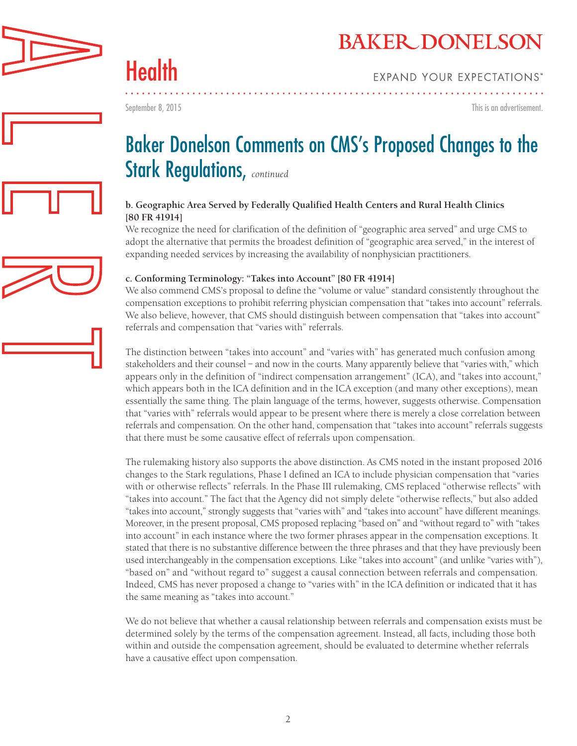# Baker Donelson Comments on CMS's Proposed Changes to the Stark Regulations, *continued*

**b. Geographic Area Served by Federally Qualified Health Centers and Rural Health Clinics [80 FR 41914]**

We recognize the need for clarification of the definition of "geographic area served" and urge CMS to adopt the alternative that permits the broadest definition of "geographic area served," in the interest of expanding needed services by increasing the availability of nonphysician practitioners.

**c. Conforming Terminology: "Takes into Account" [80 FR 41914]**

We also commend CMS's proposal to define the "volume or value" standard consistently throughout the compensation exceptions to prohibit referring physician compensation that "takes into account" referrals. We also believe, however, that CMS should distinguish between compensation that "takes into account" referrals and compensation that "varies with" referrals.

The distinction between "takes into account" and "varies with" has generated much confusion among stakeholders and their counsel – and now in the courts. Many apparently believe that "varies with," which appears only in the definition of "indirect compensation arrangement" (ICA), and "takes into account," which appears both in the ICA definition and in the ICA exception (and many other exceptions), mean essentially the same thing. The plain language of the terms, however, suggests otherwise. Compensation that "varies with" referrals would appear to be present where there is merely a close correlation between referrals and compensation. On the other hand, compensation that "takes into account" referrals suggests that there must be some causative effect of referrals upon compensation.

The rulemaking history also supports the above distinction. As CMS noted in the instant proposed 2016 changes to the Stark regulations, Phase I defined an ICA to include physician compensation that "varies with or otherwise reflects" referrals. In the Phase III rulemaking, CMS replaced "otherwise reflects" with "takes into account." The fact that the Agency did not simply delete "otherwise reflects," but also added "takes into account," strongly suggests that "varies with" and "takes into account" have different meanings. Moreover, in the present proposal, CMS proposed replacing "based on" and "without regard to" with "takes into account" in each instance where the two former phrases appear in the compensation exceptions. It stated that there is no substantive difference between the three phrases and that they have previously been used interchangeably in the compensation exceptions. Like "takes into account" (and unlike "varies with"), "based on" and "without regard to" suggest a causal connection between referrals and compensation. Indeed, CMS has never proposed a change to "varies with" in the ICA definition or indicated that it has the same meaning as "takes into account."

We do not believe that whether a causal relationship between referrals and compensation exists must be determined solely by the terms of the compensation agreement. Instead, all facts, including those both within and outside the compensation agreement, should be evaluated to determine whether referrals have a causative effect upon compensation.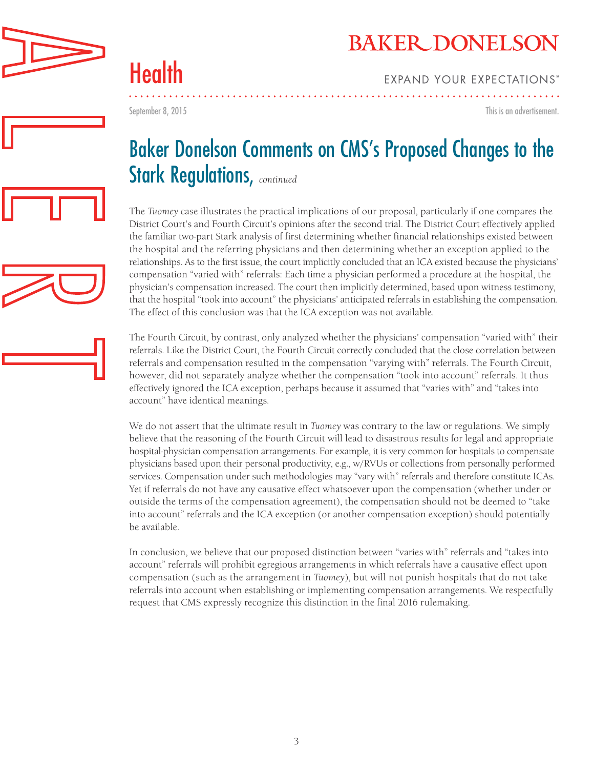# Baker Donelson Comments on CMS's Proposed Changes to the Stark Regulations, *continued*

The *Tuomey* case illustrates the practical implications of our proposal, particularly if one compares the District Court's and Fourth Circuit's opinions after the second trial. The District Court effectively applied the familiar two-part Stark analysis of first determining whether financial relationships existed between the hospital and the referring physicians and then determining whether an exception applied to the relationships. As to the first issue, the court implicitly concluded that an ICA existed because the physicians' compensation "varied with" referrals: Each time a physician performed a procedure at the hospital, the physician's compensation increased. The court then implicitly determined, based upon witness testimony, that the hospital "took into account" the physicians' anticipated referrals in establishing the compensation. The effect of this conclusion was that the ICA exception was not available.

The Fourth Circuit, by contrast, only analyzed whether the physicians' compensation "varied with" their referrals. Like the District Court, the Fourth Circuit correctly concluded that the close correlation between referrals and compensation resulted in the compensation "varying with" referrals. The Fourth Circuit, however, did not separately analyze whether the compensation "took into account" referrals. It thus effectively ignored the ICA exception, perhaps because it assumed that "varies with" and "takes into account" have identical meanings.

We do not assert that the ultimate result in *Tuomey* was contrary to the law or regulations. We simply believe that the reasoning of the Fourth Circuit will lead to disastrous results for legal and appropriate hospital-physician compensation arrangements. For example, it is very common for hospitals to compensate physicians based upon their personal productivity, e.g., w/RVUs or collections from personally performed services. Compensation under such methodologies may "vary with" referrals and therefore constitute ICAs. Yet if referrals do not have any causative effect whatsoever upon the compensation (whether under or outside the terms of the compensation agreement), the compensation should not be deemed to "take into account" referrals and the ICA exception (or another compensation exception) should potentially be available.

In conclusion, we believe that our proposed distinction between "varies with" referrals and "takes into account" referrals will prohibit egregious arrangements in which referrals have a causative effect upon compensation (such as the arrangement in *Tuomey*), but will not punish hospitals that do not take referrals into account when establishing or implementing compensation arrangements. We respectfully request that CMS expressly recognize this distinction in the final 2016 rulemaking.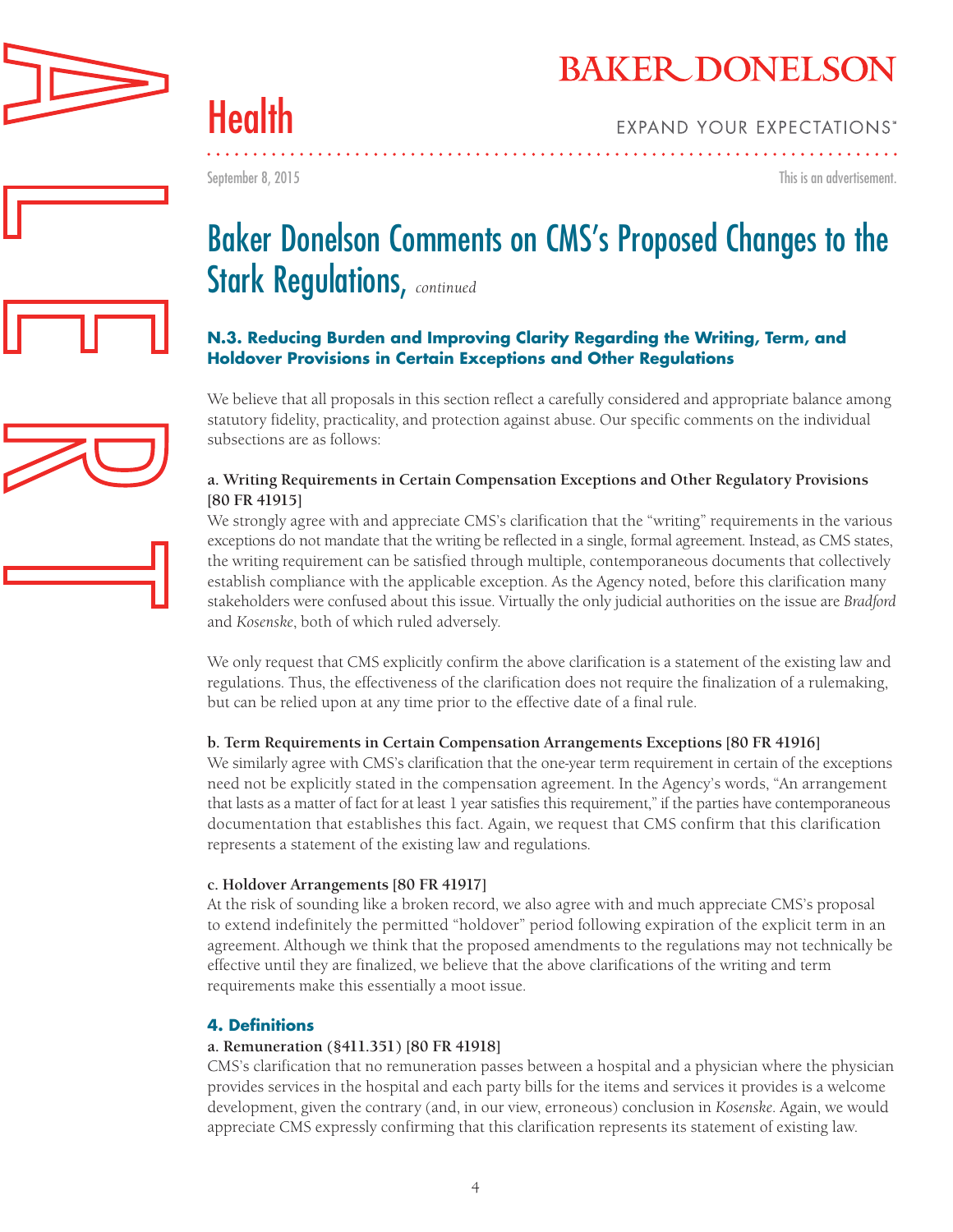# Baker Donelson Comments on CMS's Proposed Changes to the Stark Regulations, *continued*

### N.3. Reducing Burden and Improving Clarity Regarding the Writing, Term, and Holdover Provisions in Certain Exceptions and Other Regulations

We believe that all proposals in this section reflect a carefully considered and appropriate balance among statutory fidelity, practicality, and protection against abuse. Our specific comments on the individual subsections are as follows:

**a. Writing Requirements in Certain Compensation Exceptions and Other Regulatory Provisions [80 FR 41915]**

We strongly agree with and appreciate CMS's clarification that the "writing" requirements in the various exceptions do not mandate that the writing be reflected in a single, formal agreement. Instead, as CMS states, the writing requirement can be satisfied through multiple, contemporaneous documents that collectively establish compliance with the applicable exception. As the Agency noted, before this clarification many stakeholders were confused about this issue. Virtually the only judicial authorities on the issue are *Bradford* and *Kosenske*, both of which ruled adversely.

We only request that CMS explicitly confirm the above clarification is a statement of the existing law and regulations. Thus, the effectiveness of the clarification does not require the finalization of a rulemaking, but can be relied upon at any time prior to the effective date of a final rule.

**b. Term Requirements in Certain Compensation Arrangements Exceptions [80 FR 41916]**

We similarly agree with CMS's clarification that the one-year term requirement in certain of the exceptions need not be explicitly stated in the compensation agreement. In the Agency's words, "An arrangement that lasts as a matter of fact for at least 1 year satisfies this requirement," if the parties have contemporaneous documentation that establishes this fact. Again, we request that CMS confirm that this clarification represents a statement of the existing law and regulations.

**c. Holdover Arrangements [80 FR 41917]**

At the risk of sounding like a broken record, we also agree with and much appreciate CMS's proposal to extend indefinitely the permitted "holdover" period following expiration of the explicit term in an agreement. Although we think that the proposed amendments to the regulations may not technically be effective until they are finalized, we believe that the above clarifications of the writing and term requirements make this essentially a moot issue.

### 4. Definitions

**a. Remuneration (§411.351) [80 FR 41918]**

CMS's clarification that no remuneration passes between a hospital and a physician where the physician provides services in the hospital and each party bills for the items and services it provides is a welcome development, given the contrary (and, in our view, erroneous) conclusion in *Kosenske*. Again, we would appreciate CMS expressly confirming that this clarification represents its statement of existing law.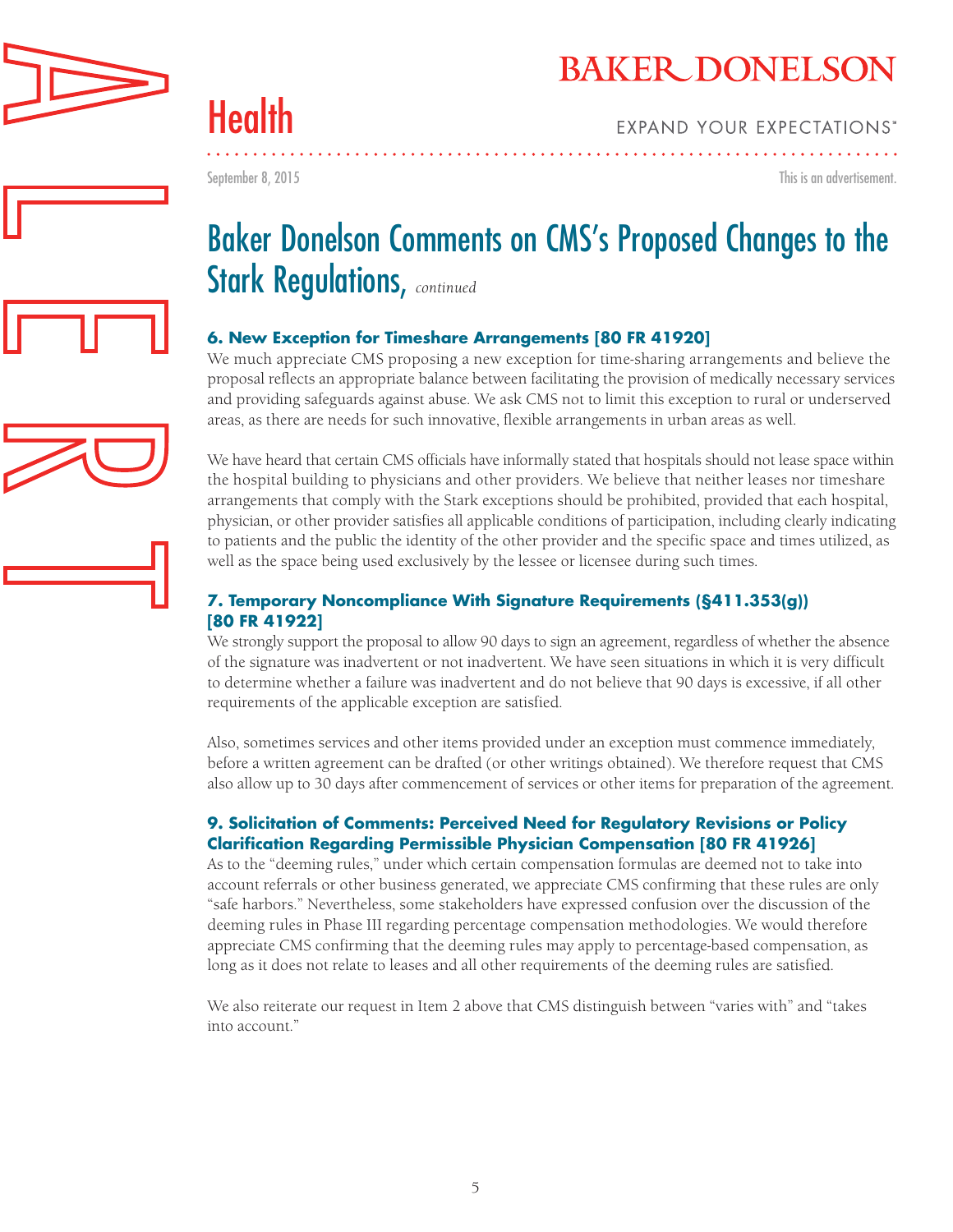# Baker Donelson Comments on CMS's Proposed Changes to the Stark Regulations, *continued*

### 6. New Exception for Timeshare Arrangements [80 FR 41920]

We much appreciate CMS proposing a new exception for time-sharing arrangements and believe the proposal reflects an appropriate balance between facilitating the provision of medically necessary services and providing safeguards against abuse. We ask CMS not to limit this exception to rural or underserved areas, as there are needs for such innovative, flexible arrangements in urban areas as well.

We have heard that certain CMS officials have informally stated that hospitals should not lease space within the hospital building to physicians and other providers. We believe that neither leases nor timeshare arrangements that comply with the Stark exceptions should be prohibited, provided that each hospital, physician, or other provider satisfies all applicable conditions of participation, including clearly indicating to patients and the public the identity of the other provider and the specific space and times utilized, as well as the space being used exclusively by the lessee or licensee during such times.

### 7. Temporary Noncompliance With Signature Requirements (§411.353(g)) [80 FR 41922]

We strongly support the proposal to allow 90 days to sign an agreement, regardless of whether the absence of the signature was inadvertent or not inadvertent. We have seen situations in which it is very difficult to determine whether a failure was inadvertent and do not believe that 90 days is excessive, if all other requirements of the applicable exception are satisfied.

Also, sometimes services and other items provided under an exception must commence immediately, before a written agreement can be drafted (or other writings obtained). We therefore request that CMS also allow up to 30 days after commencement of services or other items for preparation of the agreement.

### 9. Solicitation of Comments: Perceived Need for Regulatory Revisions or Policy Clarification Regarding Permissible Physician Compensation [80 FR 41926]

As to the "deeming rules," under which certain compensation formulas are deemed not to take into account referrals or other business generated, we appreciate CMS confirming that these rules are only "safe harbors." Nevertheless, some stakeholders have expressed confusion over the discussion of the deeming rules in Phase III regarding percentage compensation methodologies. We would therefore appreciate CMS confirming that the deeming rules may apply to percentage-based compensation, as long as it does not relate to leases and all other requirements of the deeming rules are satisfied.

We also reiterate our request in Item 2 above that CMS distinguish between "varies with" and "takes into account."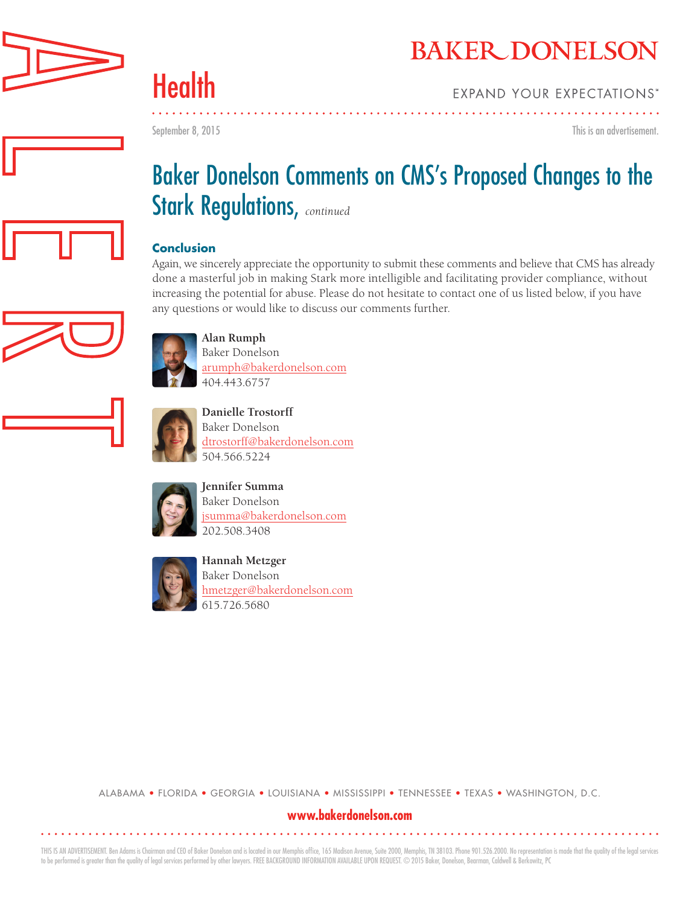# Baker Donelson Comments on CMS's Proposed Changes to the Stark Regulations, *continued*

### Conclusion

Again, we sincerely appreciate the opportunity to submit these comments and believe that CMS has already done a masterful job in making Stark more intelligible and facilitating provider compliance, without increasing the potential for abuse. Please do not hesitate to contact one of us listed below, if you have any questions or would like to discuss our comments further.

**Alan Rumph**
Baker Donelson
arumph@bakerdonelson.com
404.443.6757

**Danielle Trostorff**
Baker Donelson
dtrostorff@bakerdonelson.com
504.566.5224

**Jennifer Summa**
Baker Donelson
jsumma@bakerdonelson.com
202.508.3408

**Hannah Metzger**
Baker Donelson
hmetzger@bakerdonelson.com
615.726.5680

ALABAMA • FLORIDA • GEORGIA • LOUISIANA • MISSISSIPPI • TENNESSEE • TEXAS • WASHINGTON, D.C.

**www.bakerdonelson.com**

THIS IS AN ADVERTISEMENT. Ben Adams is Chairman and CEO of Baker Donelson and is located in our Memphis office, 165 Madison Avenue, Suite 2000, Memphis, TN 38103. Phone 901.526.2000. No representation is made that the quality of the legal services to be performed is greater than the quality of legal services performed by other lawyers. FREE BACKGROUND INFORMATION AVAILABLE UPON REQUEST. © 2015 Baker, Donelson, Bearman, Caldwell & Berkowitz, PC